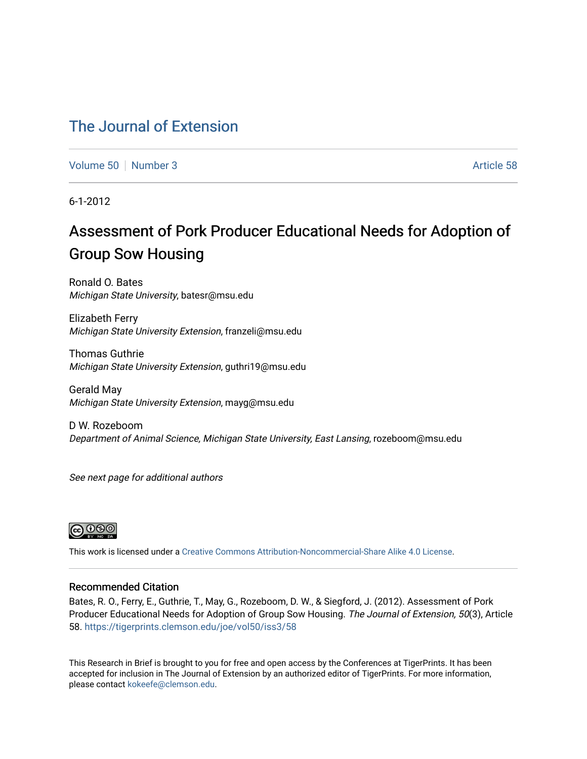# The Journal of Extension

Volume 50 | Number 3 Article 58

6-1-2012

## Assessment of Pork Producer Educational Needs for Adoption of Group Sow Housing

Ronald O. Bates
*Michigan State University*, batesr@msu.edu

Elizabeth Ferry
*Michigan State University Extension*, franzeli@msu.edu

Thomas Guthrie
*Michigan State University Extension*, guthri19@msu.edu

Gerald May
*Michigan State University Extension*, mayg@msu.edu

D W. Rozeboom
*Department of Animal Science, Michigan State University, East Lansing*, rozeboom@msu.edu

*See next page for additional authors*

This work is licensed under a Creative Commons Attribution-Noncommercial-Share Alike 4.0 License.

### Recommended Citation

Bates, R. O., Ferry, E., Guthrie, T., May, G., Rozeboom, D. W., & Siegford, J. (2012). Assessment of Pork Producer Educational Needs for Adoption of Group Sow Housing. *The Journal of Extension, 50*(3), Article 58. https://tigerprints.clemson.edu/joe/vol50/iss3/58

This Research in Brief is brought to you for free and open access by the Conferences at TigerPrints. It has been accepted for inclusion in The Journal of Extension by an authorized editor of TigerPrints. For more information, please contact kokeefe@clemson.edu.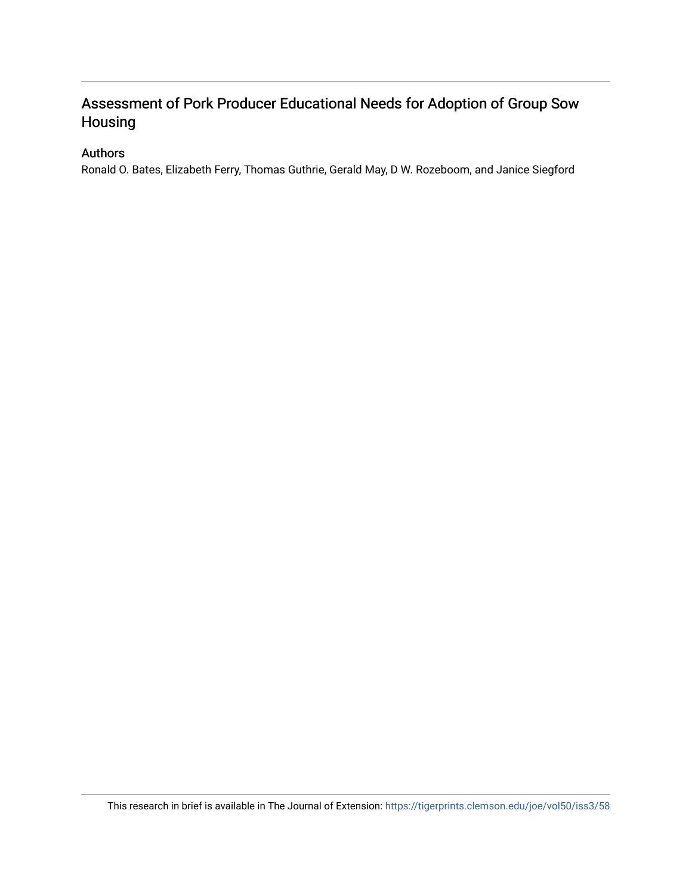# Assessment of Pork Producer Educational Needs for Adoption of Group Sow Housing

## Authors

Ronald O. Bates, Elizabeth Ferry, Thomas Guthrie, Gerald May, D W. Rozeboom, and Janice Siegford

This research in brief is available in The Journal of Extension: https://tigerprints.clemson.edu/joe/vol50/iss3/58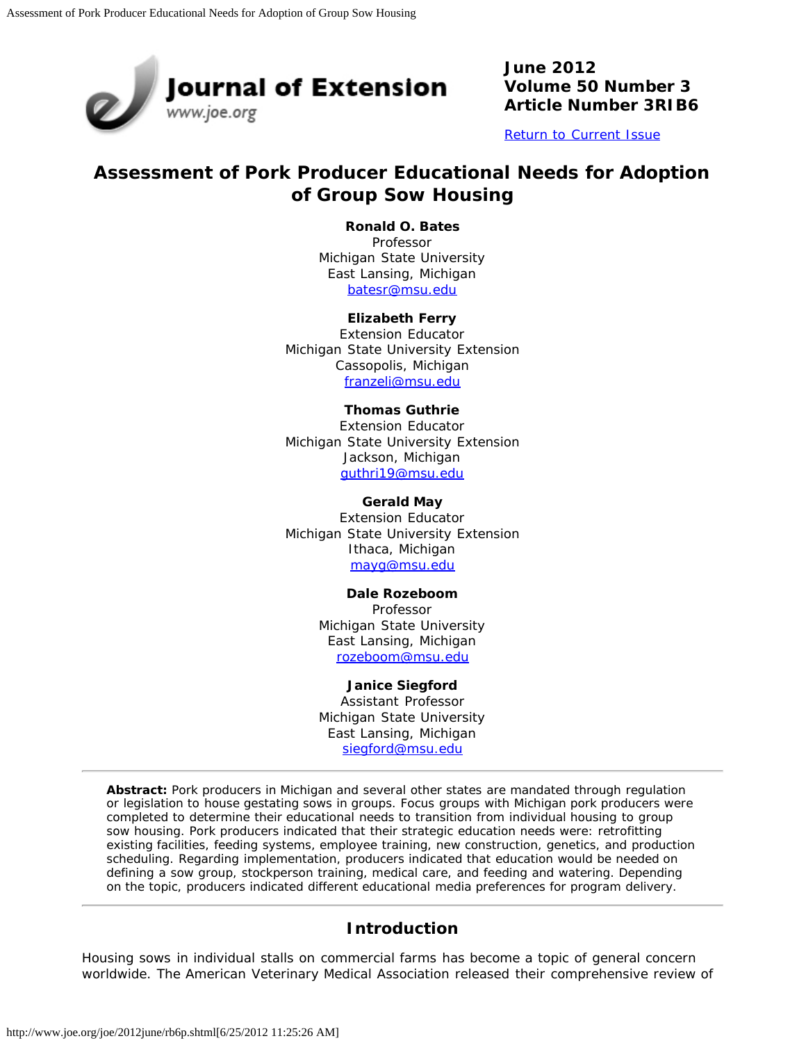# Assessment of Pork Producer Educational Needs for Adoption of Group Sow Housing

**Ronald O. Bates**
Professor
Michigan State University
East Lansing, Michigan
batesr@msu.edu

**Elizabeth Ferry**
Extension Educator
Michigan State University Extension
Cassopolis, Michigan
franzeli@msu.edu

**Thomas Guthrie**
Extension Educator
Michigan State University Extension
Jackson, Michigan
guthri19@msu.edu

**Gerald May**
Extension Educator
Michigan State University Extension
Ithaca, Michigan
mayg@msu.edu

**Dale Rozeboom**
Professor
Michigan State University
East Lansing, Michigan
rozeboom@msu.edu

**Janice Siegford**
Assistant Professor
Michigan State University
East Lansing, Michigan
siegford@msu.edu

---

**Abstract:** Pork producers in Michigan and several other states are mandated through regulation or legislation to house gestating sows in groups. Focus groups with Michigan pork producers were completed to determine their educational needs to transition from individual housing to group sow housing. Pork producers indicated that their strategic education needs were: retrofitting existing facilities, feeding systems, employee training, new construction, genetics, and production scheduling. Regarding implementation, producers indicated that education would be needed on defining a sow group, stockperson training, medical care, and feeding and watering. Depending on the topic, producers indicated different educational media preferences for program delivery.

---

## Introduction

Housing sows in individual stalls on commercial farms has become a topic of general concern worldwide. The American Veterinary Medical Association released their comprehensive review of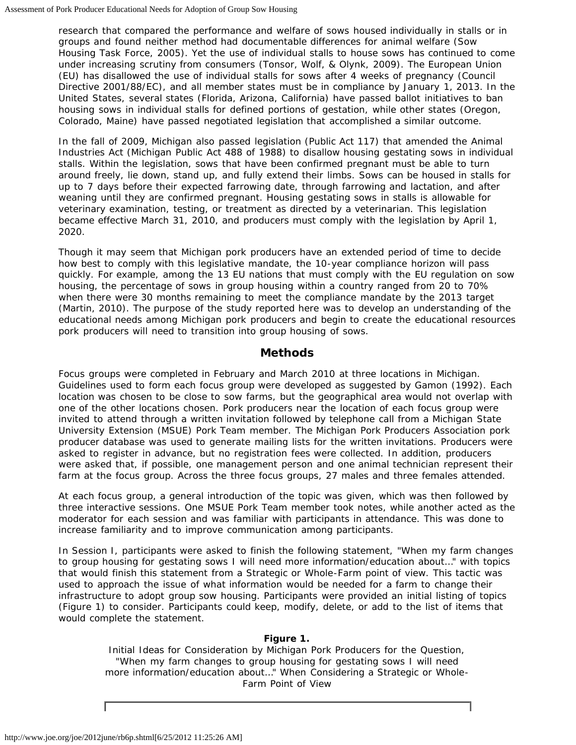research that compared the performance and welfare of sows housed individually in stalls or in groups and found neither method had documentable differences for animal welfare (Sow Housing Task Force, 2005). Yet the use of individual stalls to house sows has continued to come under increasing scrutiny from consumers (Tonsor, Wolf, & Olynk, 2009). The European Union (EU) has disallowed the use of individual stalls for sows after 4 weeks of pregnancy (Council Directive 2001/88/EC), and all member states must be in compliance by January 1, 2013. In the United States, several states (Florida, Arizona, California) have passed ballot initiatives to ban housing sows in individual stalls for defined portions of gestation, while other states (Oregon, Colorado, Maine) have passed negotiated legislation that accomplished a similar outcome.

In the fall of 2009, Michigan also passed legislation (Public Act 117) that amended the Animal Industries Act (Michigan Public Act 488 of 1988) to disallow housing gestating sows in individual stalls. Within the legislation, sows that have been confirmed pregnant must be able to turn around freely, lie down, stand up, and fully extend their limbs. Sows can be housed in stalls for up to 7 days before their expected farrowing date, through farrowing and lactation, and after weaning until they are confirmed pregnant. Housing gestating sows in stalls is allowable for veterinary examination, testing, or treatment as directed by a veterinarian. This legislation became effective March 31, 2010, and producers must comply with the legislation by April 1, 2020.

Though it may seem that Michigan pork producers have an extended period of time to decide how best to comply with this legislative mandate, the 10-year compliance horizon will pass quickly. For example, among the 13 EU nations that must comply with the EU regulation on sow housing, the percentage of sows in group housing within a country ranged from 20 to 70% when there were 30 months remaining to meet the compliance mandate by the 2013 target (Martin, 2010). The purpose of the study reported here was to develop an understanding of the educational needs among Michigan pork producers and begin to create the educational resources pork producers will need to transition into group housing of sows.

## Methods

Focus groups were completed in February and March 2010 at three locations in Michigan. Guidelines used to form each focus group were developed as suggested by Gamon (1992). Each location was chosen to be close to sow farms, but the geographical area would not overlap with one of the other locations chosen. Pork producers near the location of each focus group were invited to attend through a written invitation followed by telephone call from a Michigan State University Extension (MSUE) Pork Team member. The Michigan Pork Producers Association pork producer database was used to generate mailing lists for the written invitations. Producers were asked to register in advance, but no registration fees were collected. In addition, producers were asked that, if possible, one management person and one animal technician represent their farm at the focus group. Across the three focus groups, 27 males and three females attended.

At each focus group, a general introduction of the topic was given, which was then followed by three interactive sessions. One MSUE Pork Team member took notes, while another acted as the moderator for each session and was familiar with participants in attendance. This was done to increase familiarity and to improve communication among participants.

In Session I, participants were asked to finish the following statement, "When my farm changes to group housing for gestating sows I will need more information/education about..." with topics that would finish this statement from a Strategic or Whole-Farm point of view. This tactic was used to approach the issue of what information would be needed for a farm to change their infrastructure to adopt group sow housing. Participants were provided an initial listing of topics (Figure 1) to consider. Participants could keep, modify, delete, or add to the list of items that would complete the statement.

**Figure 1.**
Initial Ideas for Consideration by Michigan Pork Producers for the Question, "When my farm changes to group housing for gestating sows I will need more information/education about..." When Considering a Strategic or Whole-Farm Point of View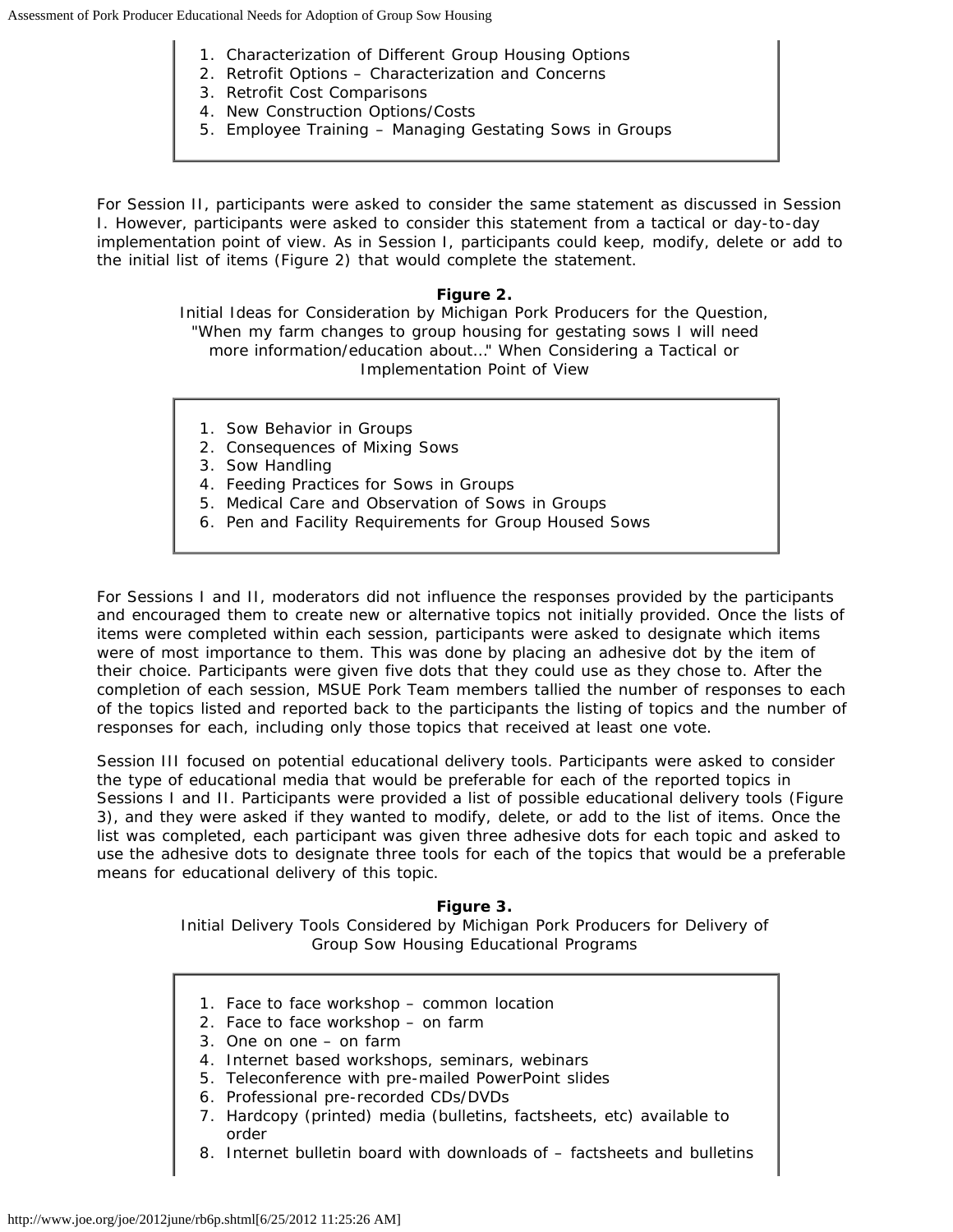1. Characterization of Different Group Housing Options
2. Retrofit Options – Characterization and Concerns
3. Retrofit Cost Comparisons
4. New Construction Options/Costs
5. Employee Training – Managing Gestating Sows in Groups

For Session II, participants were asked to consider the same statement as discussed in Session I. However, participants were asked to consider this statement from a tactical or day-to-day implementation point of view. As in Session I, participants could keep, modify, delete or add to the initial list of items (Figure 2) that would complete the statement.

**Figure 2.**
Initial Ideas for Consideration by Michigan Pork Producers for the Question, "When my farm changes to group housing for gestating sows I will need more information/education about..." When Considering a Tactical or Implementation Point of View

1. Sow Behavior in Groups
2. Consequences of Mixing Sows
3. Sow Handling
4. Feeding Practices for Sows in Groups
5. Medical Care and Observation of Sows in Groups
6. Pen and Facility Requirements for Group Housed Sows

For Sessions I and II, moderators did not influence the responses provided by the participants and encouraged them to create new or alternative topics not initially provided. Once the lists of items were completed within each session, participants were asked to designate which items were of most importance to them. This was done by placing an adhesive dot by the item of their choice. Participants were given five dots that they could use as they chose to. After the completion of each session, MSUE Pork Team members tallied the number of responses to each of the topics listed and reported back to the participants the listing of topics and the number of responses for each, including only those topics that received at least one vote.

Session III focused on potential educational delivery tools. Participants were asked to consider the type of educational media that would be preferable for each of the reported topics in Sessions I and II. Participants were provided a list of possible educational delivery tools (Figure 3), and they were asked if they wanted to modify, delete, or add to the list of items. Once the list was completed, each participant was given three adhesive dots for each topic and asked to use the adhesive dots to designate three tools for each of the topics that would be a preferable means for educational delivery of this topic.

**Figure 3.**
Initial Delivery Tools Considered by Michigan Pork Producers for Delivery of Group Sow Housing Educational Programs

1. Face to face workshop – common location
2. Face to face workshop – on farm
3. One on one – on farm
4. Internet based workshops, seminars, webinars
5. Teleconference with pre-mailed PowerPoint slides
6. Professional pre-recorded CDs/DVDs
7. Hardcopy (printed) media (bulletins, factsheets, etc) available to order
8. Internet bulletin board with downloads of – factsheets and bulletins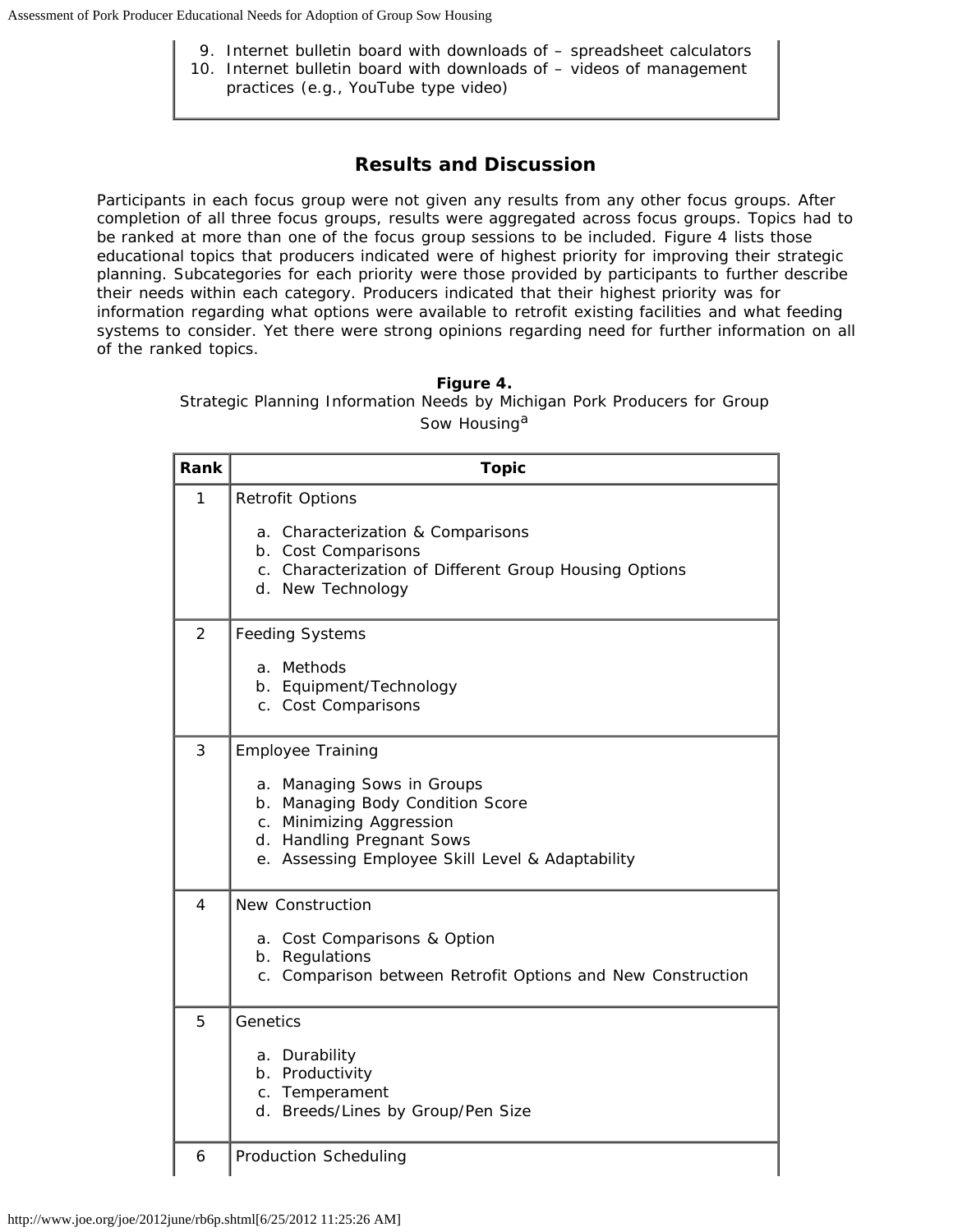9. Internet bulletin board with downloads of – spreadsheet calculators
10. Internet bulletin board with downloads of – videos of management practices (e.g., YouTube type video)

## Results and Discussion

Participants in each focus group were not given any results from any other focus groups. After completion of all three focus groups, results were aggregated across focus groups. Topics had to be ranked at more than one of the focus group sessions to be included. Figure 4 lists those educational topics that producers indicated were of highest priority for improving their strategic planning. Subcategories for each priority were those provided by participants to further describe their needs within each category. Producers indicated that their highest priority was for information regarding what options were available to retrofit existing facilities and what feeding systems to consider. Yet there were strong opinions regarding need for further information on all of the ranked topics.

**Figure 4.**
Strategic Planning Information Needs by Michigan Pork Producers for Group Sow Housing[a]

| Rank | Topic |
|---|---|
| 1 | Retrofit Options<br>a. Characterization & Comparisons<br>b. Cost Comparisons<br>c. Characterization of Different Group Housing Options<br>d. New Technology |
| 2 | Feeding Systems<br>a. Methods<br>b. Equipment/Technology<br>c. Cost Comparisons |
| 3 | Employee Training<br>a. Managing Sows in Groups<br>b. Managing Body Condition Score<br>c. Minimizing Aggression<br>d. Handling Pregnant Sows<br>e. Assessing Employee Skill Level & Adaptability |
| 4 | New Construction<br>a. Cost Comparisons & Option<br>b. Regulations<br>c. Comparison between Retrofit Options and New Construction |
| 5 | Genetics<br>a. Durability<br>b. Productivity<br>c. Temperament<br>d. Breeds/Lines by Group/Pen Size |
| 6 | Production Scheduling |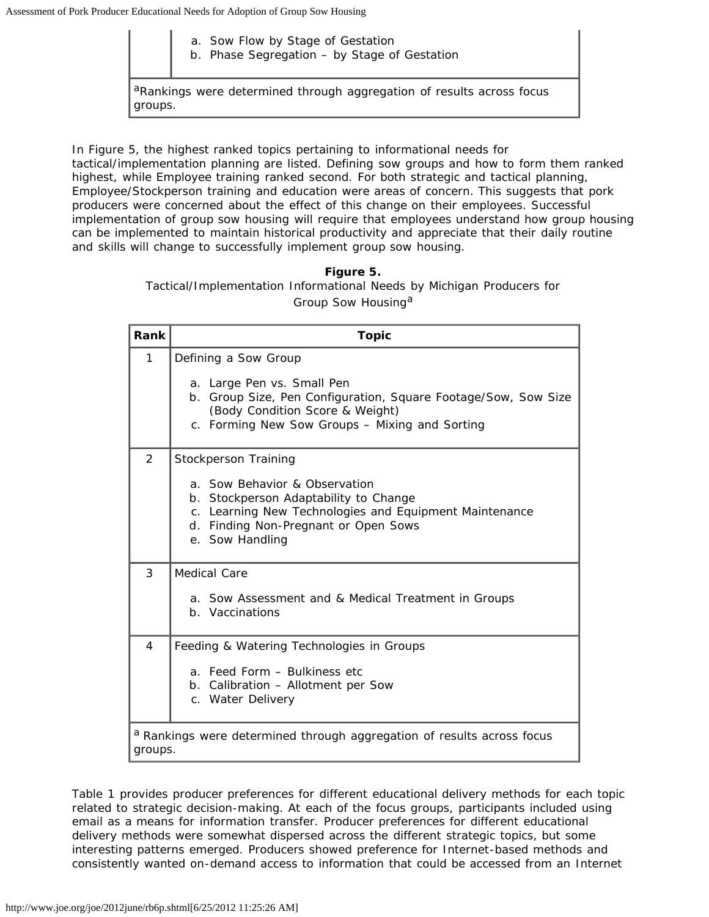| | |
|---|---|
| | a. Sow Flow by Stage of Gestation<br>b. Phase Segregation – by Stage of Gestation |
| [a]Rankings were determined through aggregation of results across focus groups. | |

In Figure 5, the highest ranked topics pertaining to informational needs for tactical/implementation planning are listed. Defining sow groups and how to form them ranked highest, while Employee training ranked second. For both strategic and tactical planning, Employee/Stockperson training and education were areas of concern. This suggests that pork producers were concerned about the effect of this change on their employees. Successful implementation of group sow housing will require that employees understand how group housing can be implemented to maintain historical productivity and appreciate that their daily routine and skills will change to successfully implement group sow housing.

**Figure 5.**
Tactical/Implementation Informational Needs by Michigan Producers for Group Sow Housing[a]

| Rank | Topic |
|---|---|
| 1 | Defining a Sow Group<br>a. Large Pen vs. Small Pen<br>b. Group Size, Pen Configuration, Square Footage/Sow, Sow Size (Body Condition Score & Weight)<br>c. Forming New Sow Groups – Mixing and Sorting |
| 2 | Stockperson Training<br>a. Sow Behavior & Observation<br>b. Stockperson Adaptability to Change<br>c. Learning New Technologies and Equipment Maintenance<br>d. Finding Non-Pregnant or Open Sows<br>e. Sow Handling |
| 3 | Medical Care<br>a. Sow Assessment and & Medical Treatment in Groups<br>b. Vaccinations |
| 4 | Feeding & Watering Technologies in Groups<br>a. Feed Form – Bulkiness etc<br>b. Calibration – Allotment per Sow<br>c. Water Delivery |
| [a] Rankings were determined through aggregation of results across focus groups. | |

Table 1 provides producer preferences for different educational delivery methods for each topic related to strategic decision-making. At each of the focus groups, participants included using email as a means for information transfer. Producer preferences for different educational delivery methods were somewhat dispersed across the different strategic topics, but some interesting patterns emerged. Producers showed preference for Internet-based methods and consistently wanted on-demand access to information that could be accessed from an Internet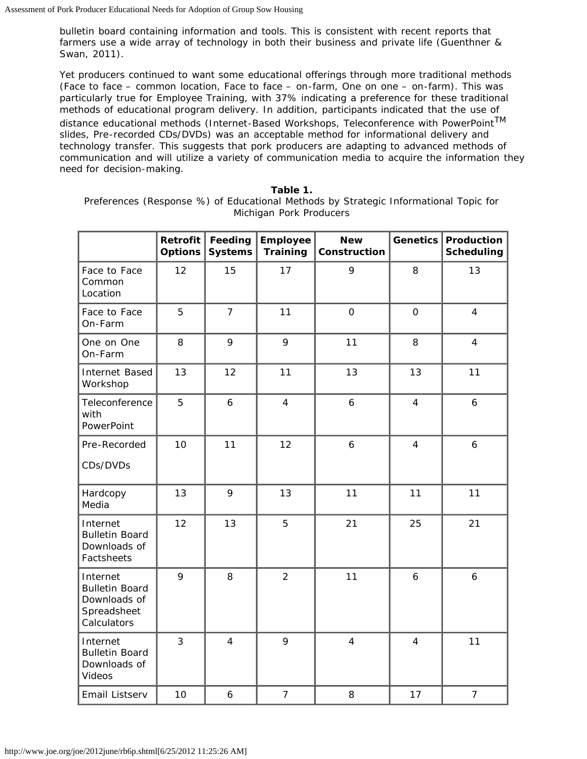bulletin board containing information and tools. This is consistent with recent reports that farmers use a wide array of technology in both their business and private life (Guenthner & Swan, 2011).

Yet producers continued to want some educational offerings through more traditional methods (Face to face – common location, Face to face – on-farm, One on one – on-farm). This was particularly true for Employee Training, with 37% indicating a preference for these traditional methods of educational program delivery. In addition, participants indicated that the use of distance educational methods (Internet-Based Workshops, Teleconference with PowerPoint$^{TM}$ slides, Pre-recorded CDs/DVDs) was an acceptable method for informational delivery and technology transfer. This suggests that pork producers are adapting to advanced methods of communication and will utilize a variety of communication media to acquire the information they need for decision-making.

**Table 1.**
Preferences (Response %) of Educational Methods by Strategic Informational Topic for Michigan Pork Producers

| | **Retrofit Options** | **Feeding Systems** | **Employee Training** | **New Construction** | **Genetics** | **Production Scheduling** |
|---|---|---|---|---|---|---|
| Face to Face Common Location | 12 | 15 | 17 | 9 | 8 | 13 |
| Face to Face On-Farm | 5 | 7 | 11 | 0 | 0 | 4 |
| One on One On-Farm | 8 | 9 | 9 | 11 | 8 | 4 |
| Internet Based Workshop | 13 | 12 | 11 | 13 | 13 | 11 |
| Teleconference with PowerPoint | 5 | 6 | 4 | 6 | 4 | 6 |
| Pre-Recorded CDs/DVDs | 10 | 11 | 12 | 6 | 4 | 6 |
| Hardcopy Media | 13 | 9 | 13 | 11 | 11 | 11 |
| Internet Bulletin Board Downloads of Factsheets | 12 | 13 | 5 | 21 | 25 | 21 |
| Internet Bulletin Board Downloads of Spreadsheet Calculators | 9 | 8 | 2 | 11 | 6 | 6 |
| Internet Bulletin Board Downloads of Videos | 3 | 4 | 9 | 4 | 4 | 11 |
| Email Listserv | 10 | 6 | 7 | 8 | 17 | 7 |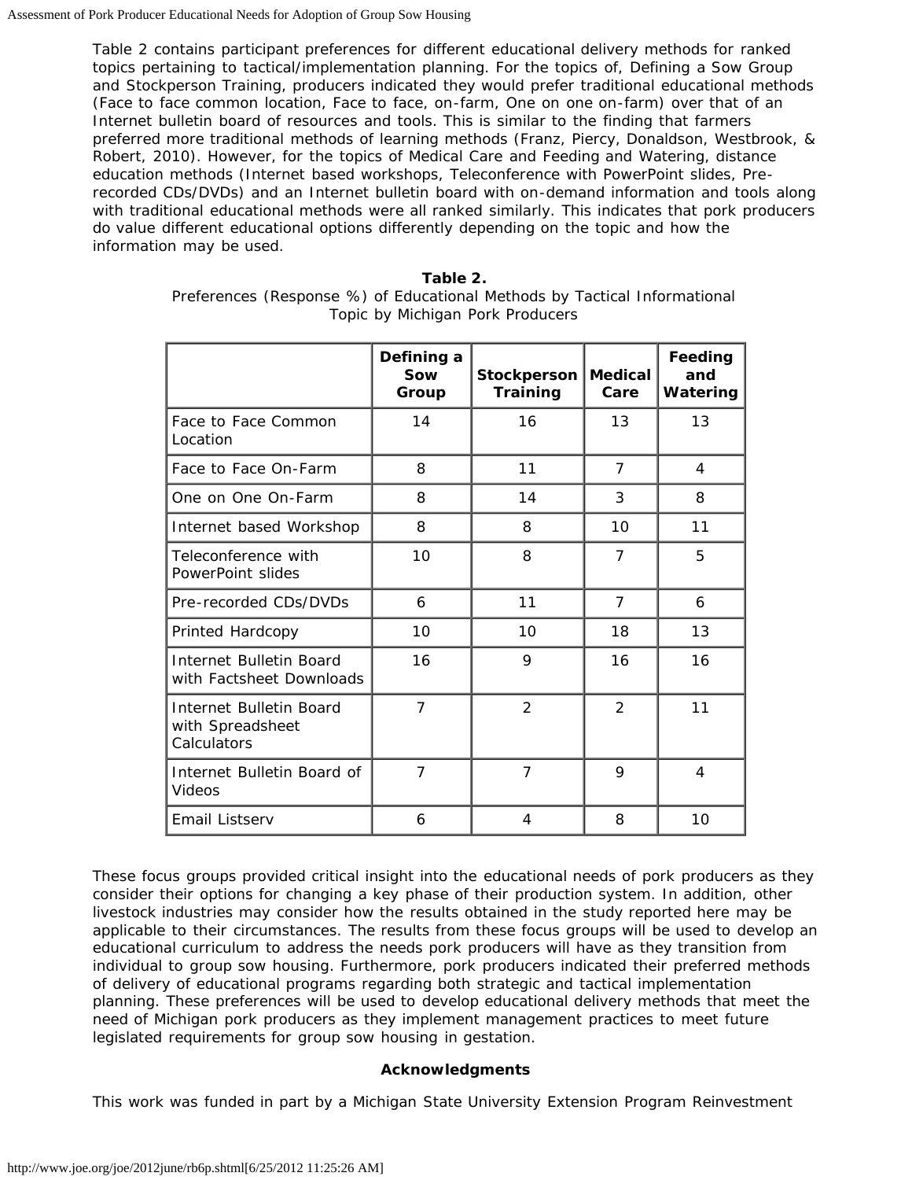Table 2 contains participant preferences for different educational delivery methods for ranked topics pertaining to tactical/implementation planning. For the topics of, Defining a Sow Group and Stockperson Training, producers indicated they would prefer traditional educational methods (Face to face common location, Face to face, on-farm, One on one on-farm) over that of an Internet bulletin board of resources and tools. This is similar to the finding that farmers preferred more traditional methods of learning methods (Franz, Piercy, Donaldson, Westbrook, & Robert, 2010). However, for the topics of Medical Care and Feeding and Watering, distance education methods (Internet based workshops, Teleconference with PowerPoint slides, Pre-recorded CDs/DVDs) and an Internet bulletin board with on-demand information and tools along with traditional educational methods were all ranked similarly. This indicates that pork producers do value different educational options differently depending on the topic and how the information may be used.

**Table 2.**
Preferences (Response %) of Educational Methods by Tactical Informational Topic by Michigan Pork Producers

| | Defining a Sow Group | Stockperson Training | Medical Care | Feeding and Watering |
|---|---|---|---|---|
| Face to Face Common Location | 14 | 16 | 13 | 13 |
| Face to Face On-Farm | 8 | 11 | 7 | 4 |
| One on One On-Farm | 8 | 14 | 3 | 8 |
| Internet based Workshop | 8 | 8 | 10 | 11 |
| Teleconference with PowerPoint slides | 10 | 8 | 7 | 5 |
| Pre-recorded CDs/DVDs | 6 | 11 | 7 | 6 |
| Printed Hardcopy | 10 | 10 | 18 | 13 |
| Internet Bulletin Board with Factsheet Downloads | 16 | 9 | 16 | 16 |
| Internet Bulletin Board with Spreadsheet Calculators | 7 | 2 | 2 | 11 |
| Internet Bulletin Board of Videos | 7 | 7 | 9 | 4 |
| Email Listserv | 6 | 4 | 8 | 10 |

These focus groups provided critical insight into the educational needs of pork producers as they consider their options for changing a key phase of their production system. In addition, other livestock industries may consider how the results obtained in the study reported here may be applicable to their circumstances. The results from these focus groups will be used to develop an educational curriculum to address the needs pork producers will have as they transition from individual to group sow housing. Furthermore, pork producers indicated their preferred methods of delivery of educational programs regarding both strategic and tactical implementation planning. These preferences will be used to develop educational delivery methods that meet the need of Michigan pork producers as they implement management practices to meet future legislated requirements for group sow housing in gestation.

## Acknowledgments

This work was funded in part by a Michigan State University Extension Program Reinvestment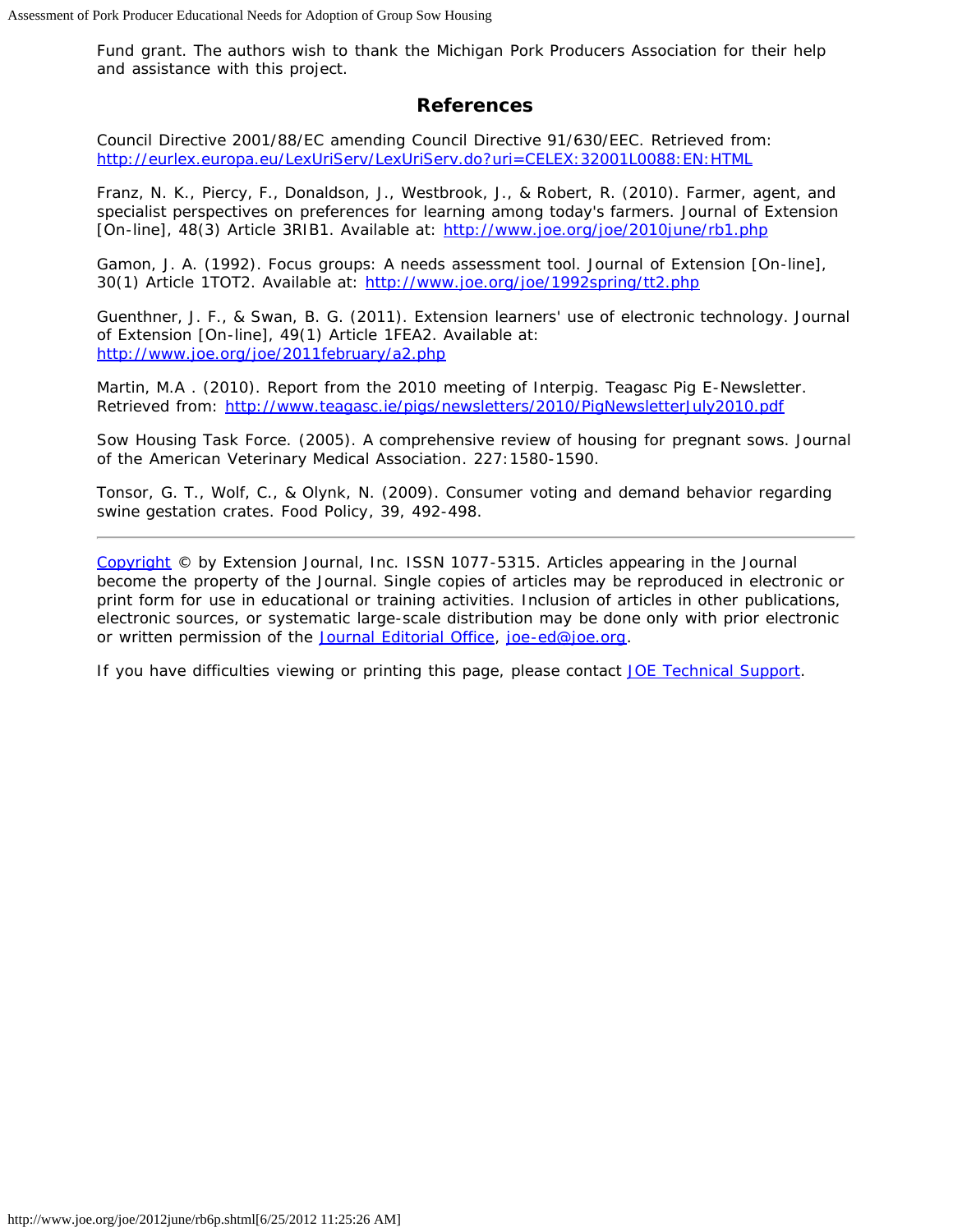Fund grant. The authors wish to thank the Michigan Pork Producers Association for their help and assistance with this project.

## References

Council Directive 2001/88/EC amending Council Directive 91/630/EEC. Retrieved from: http://eurlex.europa.eu/LexUriServ/LexUriServ.do?uri=CELEX:32001L0088:EN:HTML

Franz, N. K., Piercy, F., Donaldson, J., Westbrook, J., & Robert, R. (2010). Farmer, agent, and specialist perspectives on preferences for learning among today's farmers. Journal of Extension [On-line], 48(3) Article 3RIB1. Available at: http://www.joe.org/joe/2010june/rb1.php

Gamon, J. A. (1992). Focus groups: A needs assessment tool. Journal of Extension [On-line], 30(1) Article 1TOT2. Available at: http://www.joe.org/joe/1992spring/tt2.php

Guenthner, J. F., & Swan, B. G. (2011). Extension learners' use of electronic technology. Journal of Extension [On-line], 49(1) Article 1FEA2. Available at: http://www.joe.org/joe/2011february/a2.php

Martin, M.A . (2010). Report from the 2010 meeting of Interpig. Teagasc Pig E-Newsletter. Retrieved from: http://www.teagasc.ie/pigs/newsletters/2010/PigNewsletterJuly2010.pdf

Sow Housing Task Force. (2005). A comprehensive review of housing for pregnant sows. Journal of the American Veterinary Medical Association. 227:1580-1590.

Tonsor, G. T., Wolf, C., & Olynk, N. (2009). Consumer voting and demand behavior regarding swine gestation crates. Food Policy, 39, 492-498.

---

Copyright © by Extension Journal, Inc. ISSN 1077-5315. Articles appearing in the Journal become the property of the Journal. Single copies of articles may be reproduced in electronic or print form for use in educational or training activities. Inclusion of articles in other publications, electronic sources, or systematic large-scale distribution may be done only with prior electronic or written permission of the Journal Editorial Office, joe-ed@joe.org.

If you have difficulties viewing or printing this page, please contact JOE Technical Support.